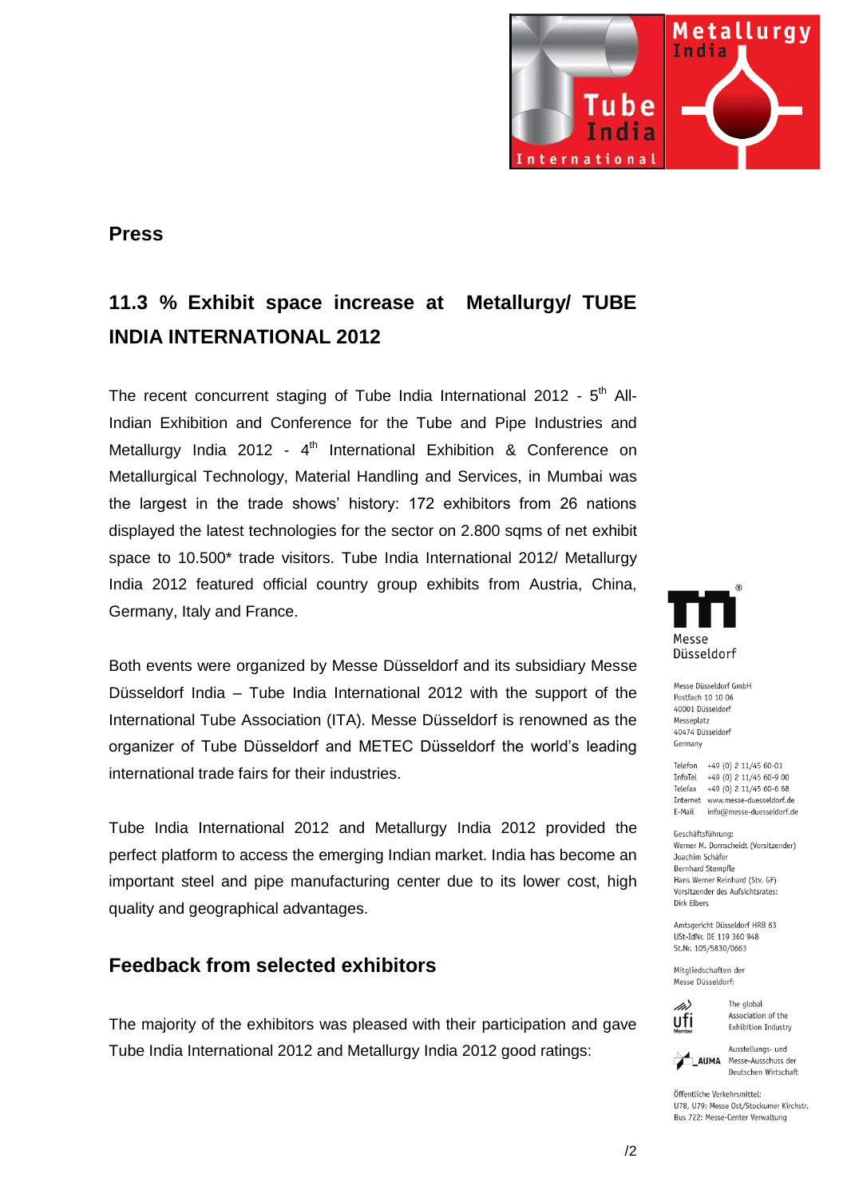**Press**

# 11.3 % Exhibit space increase at Metallurgy/ TUBE INDIA INTERNATIONAL 2012

The recent concurrent staging of Tube India International 2012 - 5th All-Indian Exhibition and Conference for the Tube and Pipe Industries and Metallurgy India 2012 - 4th International Exhibition & Conference on Metallurgical Technology, Material Handling and Services, in Mumbai was the largest in the trade shows' history: 172 exhibitors from 26 nations displayed the latest technologies for the sector on 2.800 sqms of net exhibit space to 10.500* trade visitors. Tube India International 2012/ Metallurgy India 2012 featured official country group exhibits from Austria, China, Germany, Italy and France.

Both events were organized by Messe Düsseldorf and its subsidiary Messe Düsseldorf India – Tube India International 2012 with the support of the International Tube Association (ITA). Messe Düsseldorf is renowned as the organizer of Tube Düsseldorf and METEC Düsseldorf the world's leading international trade fairs for their industries.

Tube India International 2012 and Metallurgy India 2012 provided the perfect platform to access the emerging Indian market. India has become an important steel and pipe manufacturing center due to its lower cost, high quality and geographical advantages.

## Feedback from selected exhibitors

The majority of the exhibitors was pleased with their participation and gave Tube India International 2012 and Metallurgy India 2012 good ratings:

Messe Düsseldorf GmbH
Postfach 10 10 06
40001 Düsseldorf
Messeplatz
40474 Düsseldorf
Germany

Telefon +49 (0) 2 11/45 60-01
InfoTel +49 (0) 2 11/45 60-9 00
Telefax +49 (0) 2 11/45 60-6 68
Internet www.messe-duesseldorf.de
E-Mail info@messe-duesseldorf.de

Geschäftsführung:
Werner M. Dornscheidt (Vorsitzender)
Joachim Schäfer
Bernhard Stempfle
Hans Werner Reinhard (Stv. GF)
Vorsitzender des Aufsichtsrates:
Dirk Elbers

Amtsgericht Düsseldorf HRB 63
USt-IdNr. DE 119 360 948
St.Nr. 105/5830/0663

Mitgliedschaften der
Messe Düsseldorf:

The global Association of the Exhibition Industry

Ausstellungs- und Messe-Ausschuss der Deutschen Wirtschaft

Öffentliche Verkehrsmittel:
U78, U79: Messe Ost/Stockumer Kirchstr.
Bus 722: Messe-Center Verwaltung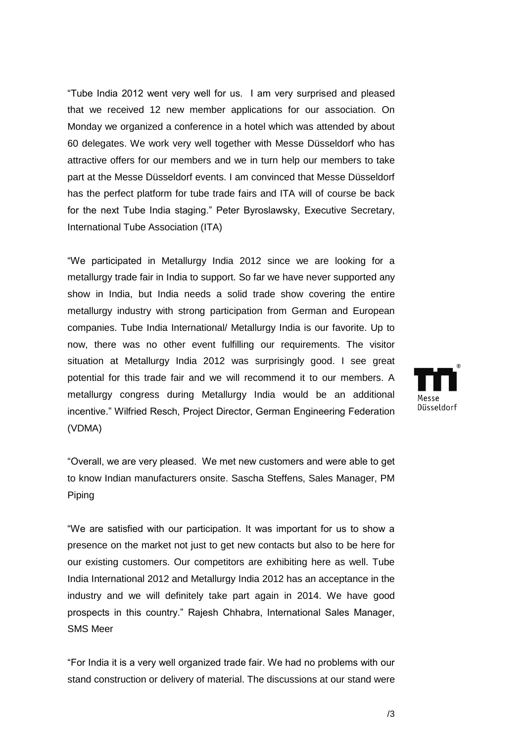“Tube India 2012 went very well for us. I am very surprised and pleased that we received 12 new member applications for our association. On Monday we organized a conference in a hotel which was attended by about 60 delegates. We work very well together with Messe Düsseldorf who has attractive offers for our members and we in turn help our members to take part at the Messe Düsseldorf events. I am convinced that Messe Düsseldorf has the perfect platform for tube trade fairs and ITA will of course be back for the next Tube India staging.” Peter Byroslawsky, Executive Secretary, International Tube Association (ITA)

“We participated in Metallurgy India 2012 since we are looking for a metallurgy trade fair in India to support. So far we have never supported any show in India, but India needs a solid trade show covering the entire metallurgy industry with strong participation from German and European companies. Tube India International/ Metallurgy India is our favorite. Up to now, there was no other event fulfilling our requirements. The visitor situation at Metallurgy India 2012 was surprisingly good. I see great potential for this trade fair and we will recommend it to our members. A metallurgy congress during Metallurgy India would be an additional incentive.” Wilfried Resch, Project Director, German Engineering Federation (VDMA)

“Overall, we are very pleased. We met new customers and were able to get to know Indian manufacturers onsite. Sascha Steffens, Sales Manager, PM Piping

“We are satisfied with our participation. It was important for us to show a presence on the market not just to get new contacts but also to be here for our existing customers. Our competitors are exhibiting here as well. Tube India International 2012 and Metallurgy India 2012 has an acceptance in the industry and we will definitely take part again in 2014. We have good prospects in this country.” Rajesh Chhabra, International Sales Manager, SMS Meer

“For India it is a very well organized trade fair. We had no problems with our stand construction or delivery of material. The discussions at our stand were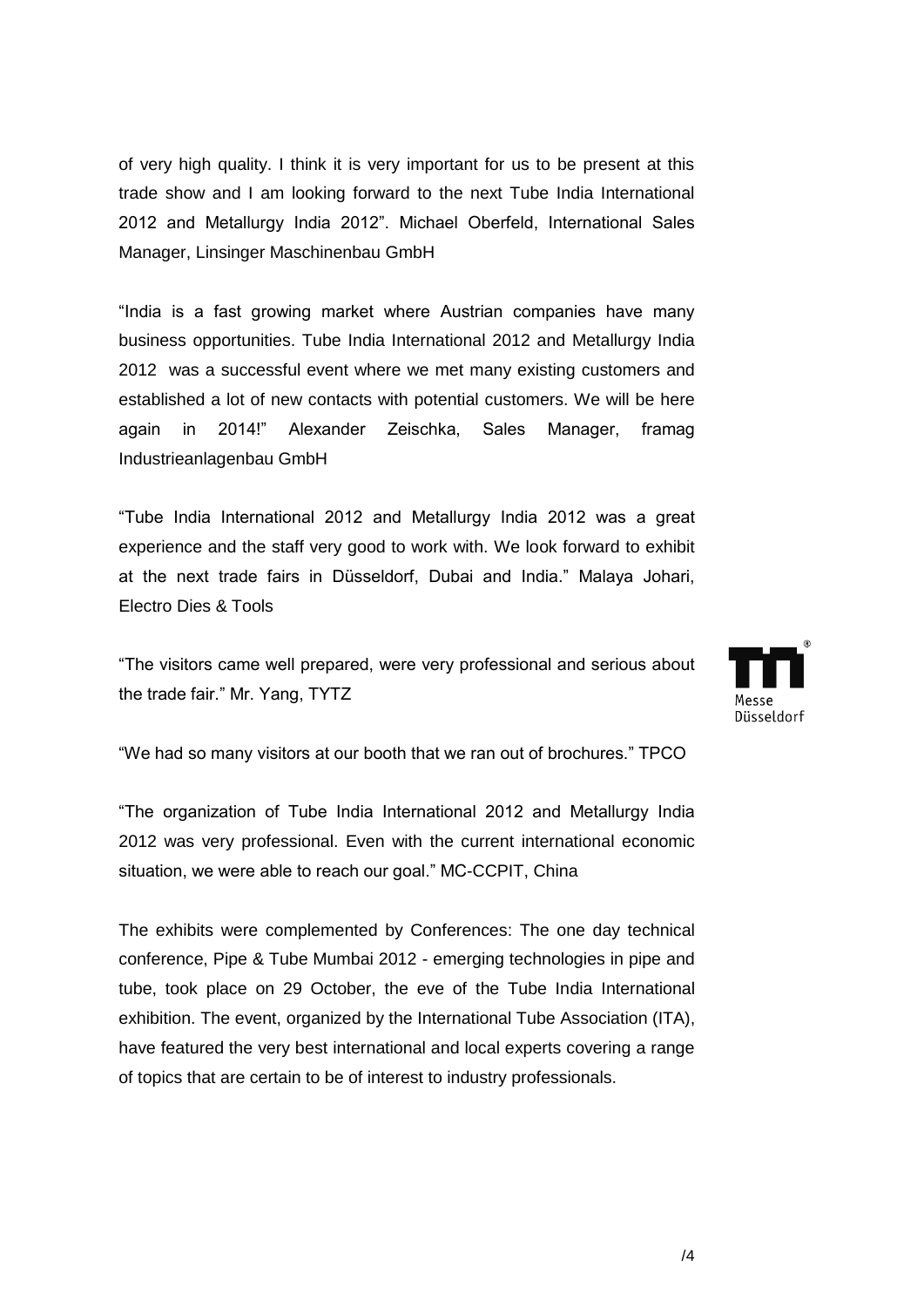of very high quality. I think it is very important for us to be present at this trade show and I am looking forward to the next Tube India International 2012 and Metallurgy India 2012". Michael Oberfeld, International Sales Manager, Linsinger Maschinenbau GmbH

"India is a fast growing market where Austrian companies have many business opportunities. Tube India International 2012 and Metallurgy India 2012 was a successful event where we met many existing customers and established a lot of new contacts with potential customers. We will be here again in 2014!" Alexander Zeischka, Sales Manager, framag Industrieanlagenbau GmbH

"Tube India International 2012 and Metallurgy India 2012 was a great experience and the staff very good to work with. We look forward to exhibit at the next trade fairs in Düsseldorf, Dubai and India." Malaya Johari, Electro Dies & Tools

"The visitors came well prepared, were very professional and serious about the trade fair." Mr. Yang, TYTZ

"We had so many visitors at our booth that we ran out of brochures." TPCO

"The organization of Tube India International 2012 and Metallurgy India 2012 was very professional. Even with the current international economic situation, we were able to reach our goal." MC-CCPIT, China

The exhibits were complemented by Conferences: The one day technical conference, Pipe & Tube Mumbai 2012 - emerging technologies in pipe and tube, took place on 29 October, the eve of the Tube India International exhibition. The event, organized by the International Tube Association (ITA), have featured the very best international and local experts covering a range of topics that are certain to be of interest to industry professionals.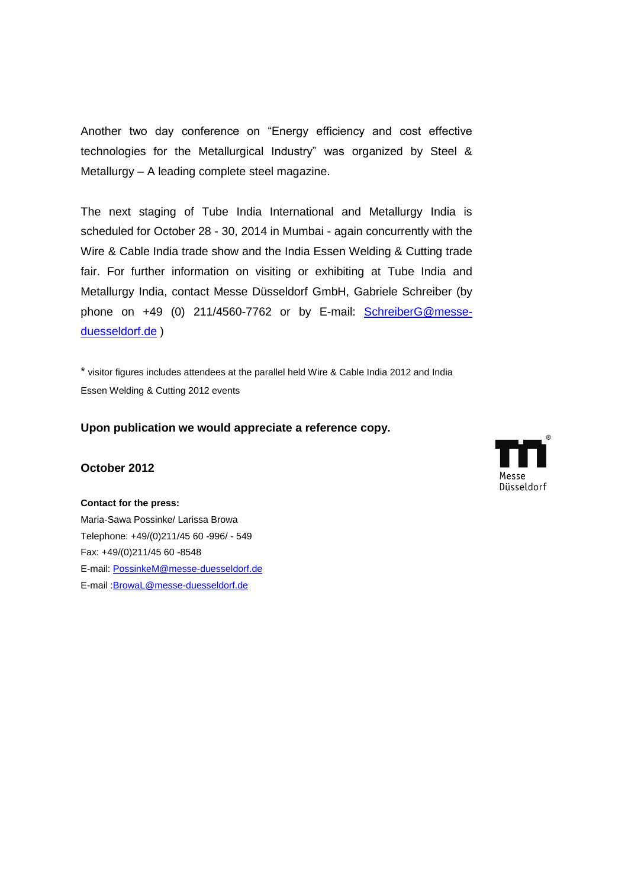Another two day conference on “Energy efficiency and cost effective technologies for the Metallurgical Industry” was organized by Steel & Metallurgy – A leading complete steel magazine.

The next staging of Tube India International and Metallurgy India is scheduled for October 28 - 30, 2014 in Mumbai - again concurrently with the Wire & Cable India trade show and the India Essen Welding & Cutting trade fair. For further information on visiting or exhibiting at Tube India and Metallurgy India, contact Messe Düsseldorf GmbH, Gabriele Schreiber (by phone on +49 (0) 211/4560-7762 or by E-mail: SchreiberG@messe-duesseldorf.de )

* visitor figures includes attendees at the parallel held Wire & Cable India 2012 and India Essen Welding & Cutting 2012 events

**Upon publication we would appreciate a reference copy.**

**October 2012**

Messe Düsseldorf

**Contact for the press:**
Maria-Sawa Possinke/ Larissa Browa
Telephone: +49/(0)211/45 60 -996/ - 549
Fax: +49/(0)211/45 60 -8548
E-mail: PossinkeM@messe-duesseldorf.de
E-mail :BrowaL@messe-duesseldorf.de